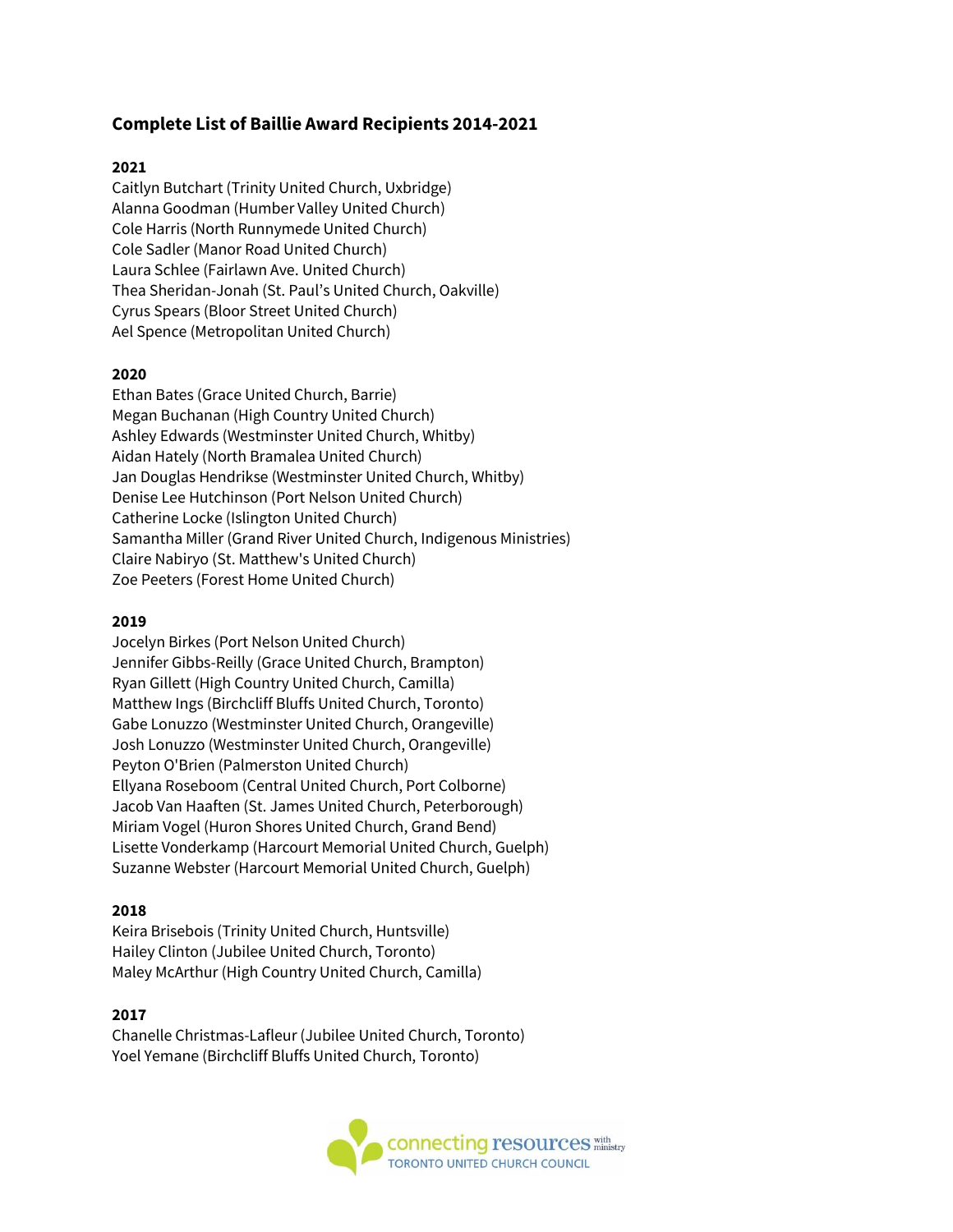## Complete List of Baillie Award Recipients 2014-2021

**2021**

Caitlyn Butchart (Trinity United Church, Uxbridge)
Alanna Goodman (Humber Valley United Church)
Cole Harris (North Runnymede United Church)
Cole Sadler (Manor Road United Church)
Laura Schlee (Fairlawn Ave. United Church)
Thea Sheridan-Jonah (St. Paul's United Church, Oakville)
Cyrus Spears (Bloor Street United Church)
Ael Spence (Metropolitan United Church)

**2020**

Ethan Bates (Grace United Church, Barrie)
Megan Buchanan (High Country United Church)
Ashley Edwards (Westminster United Church, Whitby)
Aidan Hately (North Bramalea United Church)
Jan Douglas Hendrikse (Westminster United Church, Whitby)
Denise Lee Hutchinson (Port Nelson United Church)
Catherine Locke (Islington United Church)
Samantha Miller (Grand River United Church, Indigenous Ministries)
Claire Nabiryo (St. Matthew's United Church)
Zoe Peeters (Forest Home United Church)

**2019**

Jocelyn Birkes (Port Nelson United Church)
Jennifer Gibbs-Reilly (Grace United Church, Brampton)
Ryan Gillett (High Country United Church, Camilla)
Matthew Ings (Birchcliff Bluffs United Church, Toronto)
Gabe Lonuzzo (Westminster United Church, Orangeville)
Josh Lonuzzo (Westminster United Church, Orangeville)
Peyton O'Brien (Palmerston United Church)
Ellyana Roseboom (Central United Church, Port Colborne)
Jacob Van Haaften (St. James United Church, Peterborough)
Miriam Vogel (Huron Shores United Church, Grand Bend)
Lisette Vonderkamp (Harcourt Memorial United Church, Guelph)
Suzanne Webster (Harcourt Memorial United Church, Guelph)

**2018**

Keira Brisebois (Trinity United Church, Huntsville)
Hailey Clinton (Jubilee United Church, Toronto)
Maley McArthur (High Country United Church, Camilla)

**2017**

Chanelle Christmas-Lafleur (Jubilee United Church, Toronto)
Yoel Yemane (Birchcliff Bluffs United Church, Toronto)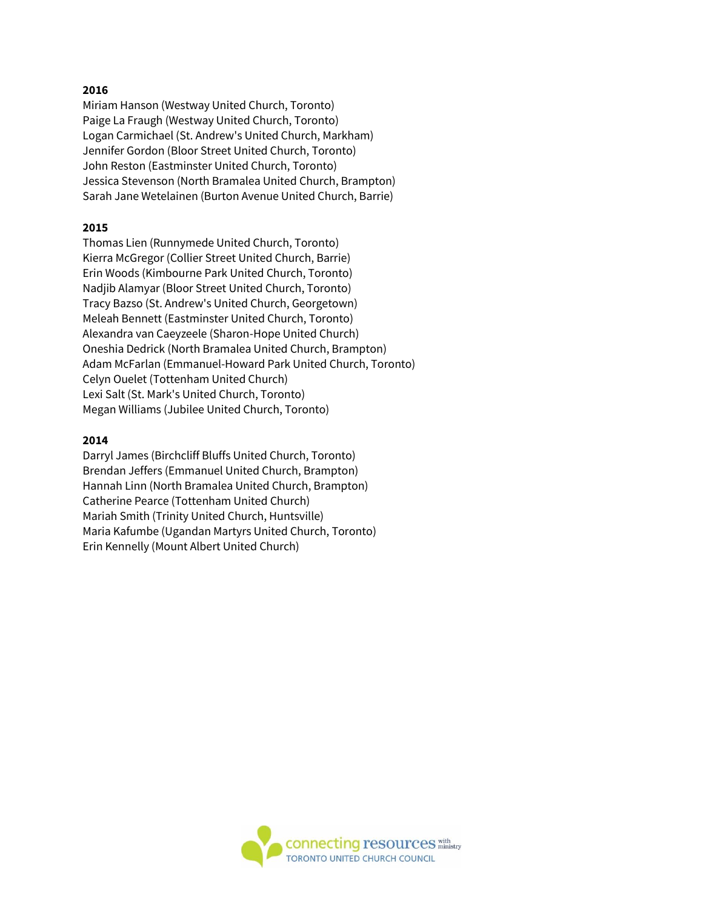**2016**
Miriam Hanson (Westway United Church, Toronto)
Paige La Fraugh (Westway United Church, Toronto)
Logan Carmichael (St. Andrew's United Church, Markham)
Jennifer Gordon (Bloor Street United Church, Toronto)
John Reston (Eastminster United Church, Toronto)
Jessica Stevenson (North Bramalea United Church, Brampton)
Sarah Jane Wetelainen (Burton Avenue United Church, Barrie)

**2015**
Thomas Lien (Runnymede United Church, Toronto)
Kierra McGregor (Collier Street United Church, Barrie)
Erin Woods (Kimbourne Park United Church, Toronto)
Nadjib Alamyar (Bloor Street United Church, Toronto)
Tracy Bazso (St. Andrew's United Church, Georgetown)
Meleah Bennett (Eastminster United Church, Toronto)
Alexandra van Caeyzeele (Sharon-Hope United Church)
Oneshia Dedrick (North Bramalea United Church, Brampton)
Adam McFarlan (Emmanuel-Howard Park United Church, Toronto)
Celyn Ouelet (Tottenham United Church)
Lexi Salt (St. Mark's United Church, Toronto)
Megan Williams (Jubilee United Church, Toronto)

**2014**
Darryl James (Birchcliff Bluffs United Church, Toronto)
Brendan Jeffers (Emmanuel United Church, Brampton)
Hannah Linn (North Bramalea United Church, Brampton)
Catherine Pearce (Tottenham United Church)
Mariah Smith (Trinity United Church, Huntsville)
Maria Kafumbe (Ugandan Martyrs United Church, Toronto)
Erin Kennelly (Mount Albert United Church)